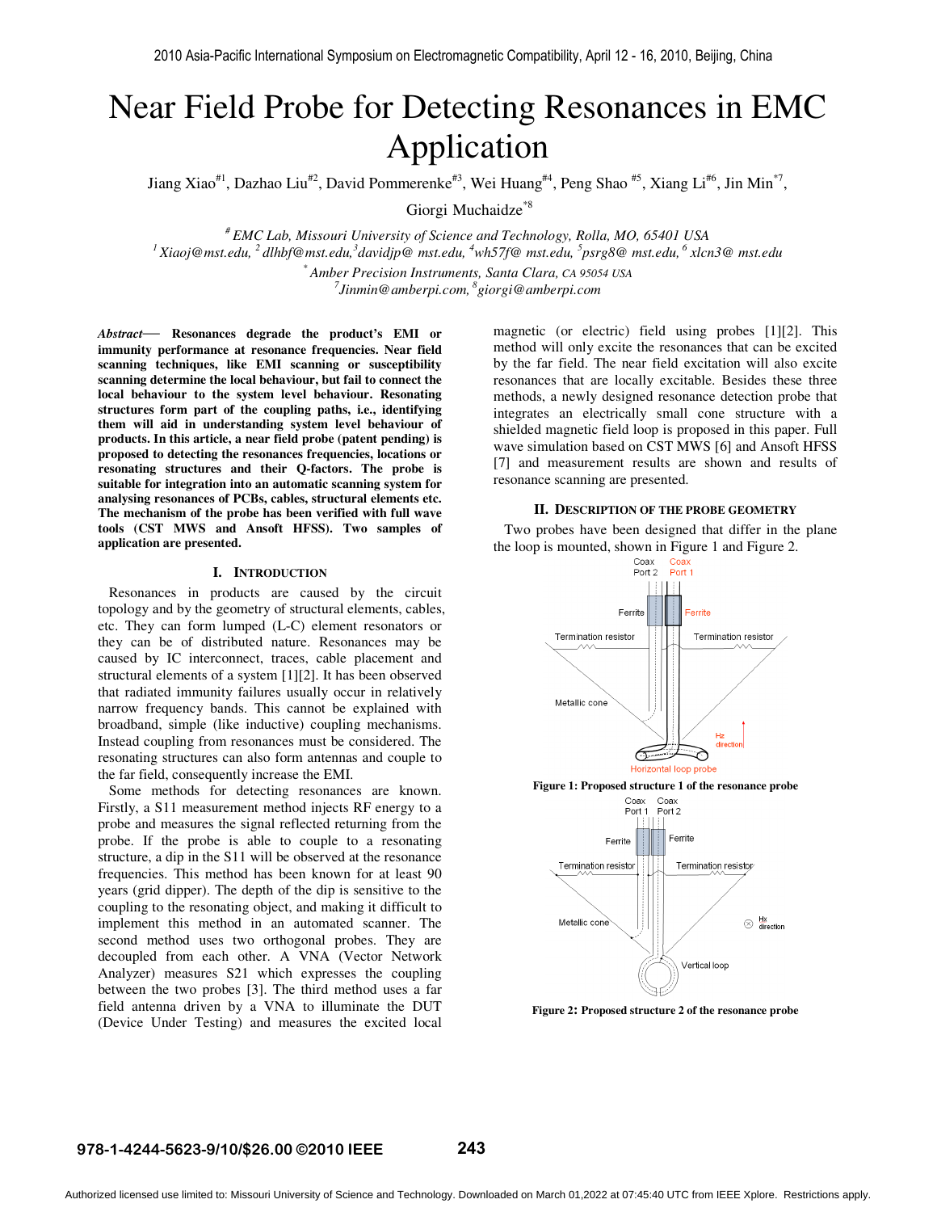# Near Field Probe for Detecting Resonances in EMC Application

Jiang Xiao[#1], Dazhao Liu[#2], David Pommerenke[#3], Wei Huang[#4], Peng Shao[#5], Xiang Li[#6], Jin Min[*7], Giorgi Muchaidze[*8]

*[#] EMC Lab, Missouri University of Science and Technology, Rolla, MO, 65401 USA*
*[1] Xiaoj@mst.edu, [2] dlhbf@mst.edu, [3] davidjp@ mst.edu, [4] wh57f@ mst.edu, [5] psrg8@ mst.edu, [6] xlcn3@ mst.edu*
*[*] Amber Precision Instruments, Santa Clara, CA 95054 USA*
*[7] Jinmin@amberpi.com, [8] giorgi@amberpi.com*

***Abstract*— Resonances degrade the product's EMI or immunity performance at resonance frequencies. Near field scanning techniques, like EMI scanning or susceptibility scanning determine the local behaviour, but fail to connect the local behaviour to the system level behaviour. Resonating structures form part of the coupling paths, i.e., identifying them will aid in understanding system level behaviour of products. In this article, a near field probe (patent pending) is proposed to detecting the resonances frequencies, locations or resonating structures and their Q-factors. The probe is suitable for integration into an automatic scanning system for analysing resonances of PCBs, cables, structural elements etc. The mechanism of the probe has been verified with full wave tools (CST MWS and Ansoft HFSS). Two samples of application are presented.**

## I. INTRODUCTION

Resonances in products are caused by the circuit topology and by the geometry of structural elements, cables, etc. They can form lumped (L-C) element resonators or they can be of distributed nature. Resonances may be caused by IC interconnect, traces, cable placement and structural elements of a system [1][2]. It has been observed that radiated immunity failures usually occur in relatively narrow frequency bands. This cannot be explained with broadband, simple (like inductive) coupling mechanisms. Instead coupling from resonances must be considered. The resonating structures can also form antennas and couple to the far field, consequently increase the EMI.

Some methods for detecting resonances are known. Firstly, a S11 measurement method injects RF energy to a probe and measures the signal reflected returning from the probe. If the probe is able to couple to a resonating structure, a dip in the S11 will be observed at the resonance frequencies. This method has been known for at least 90 years (grid dipper). The depth of the dip is sensitive to the coupling to the resonating object, and making it difficult to implement this method in an automated scanner. The second method uses two orthogonal probes. They are decoupled from each other. A VNA (Vector Network Analyzer) measures S21 which expresses the coupling between the two probes [3]. The third method uses a far field antenna driven by a VNA to illuminate the DUT (Device Under Testing) and measures the excited local magnetic (or electric) field using probes [1][2]. This method will only excite the resonances that can be excited by the far field. The near field excitation will also excite resonances that are locally excitable. Besides these three methods, a newly designed resonance detection probe that integrates an electrically small cone structure with a shielded magnetic field loop is proposed in this paper. Full wave simulation based on CST MWS [6] and Ansoft HFSS [7] and measurement results are shown and results of resonance scanning are presented.

## II. DESCRIPTION OF THE PROBE GEOMETRY

Two probes have been designed that differ in the plane the loop is mounted, shown in Figure 1 and Figure 2.

**Figure 1: Proposed structure 1 of the resonance probe**

**Figure 2: Proposed structure 2 of the resonance probe**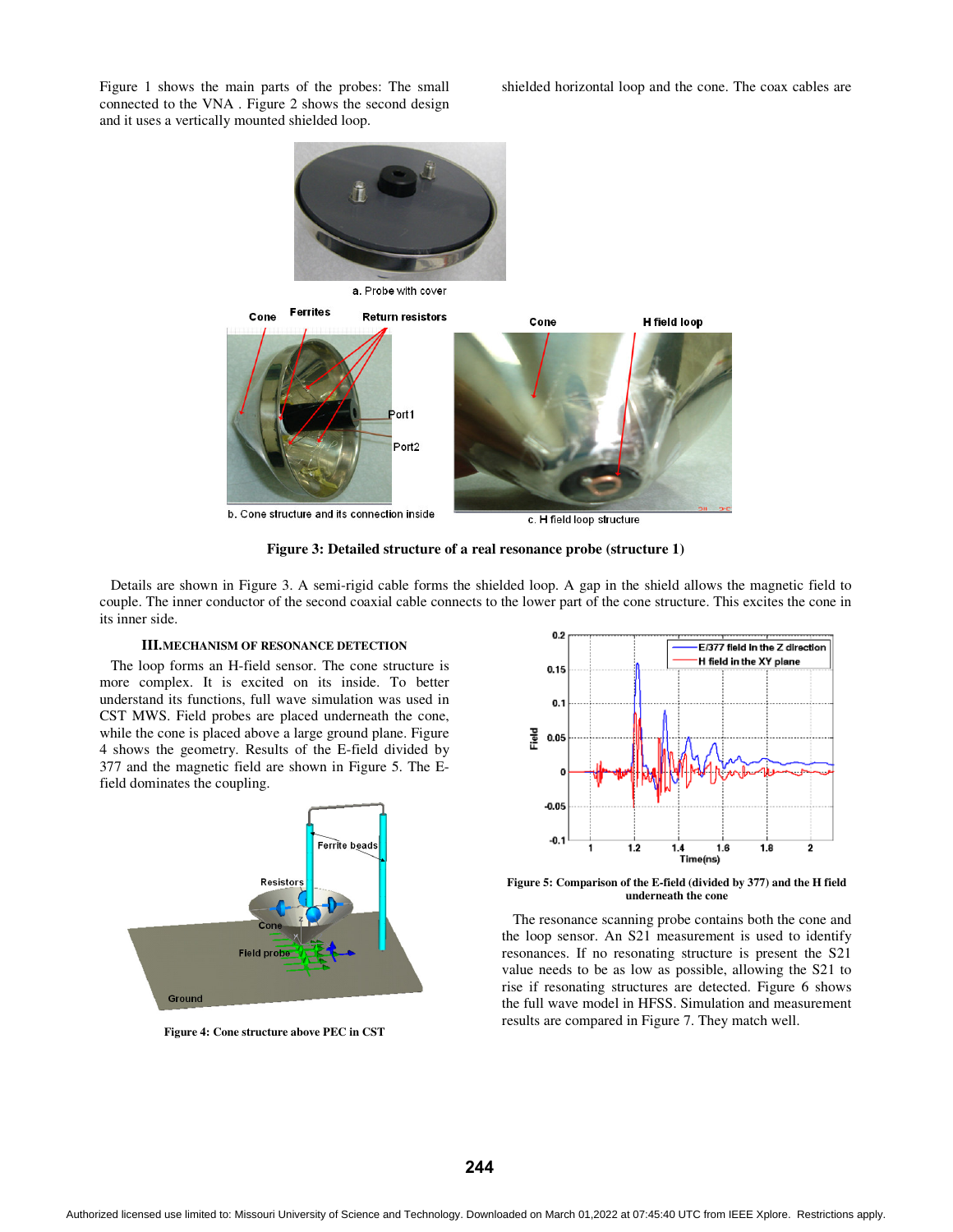Figure 1 shows the main parts of the probes: The small shielded horizontal loop and the cone. The coax cables are connected to the VNA . Figure 2 shows the second design and it uses a vertically mounted shielded loop.

a. Probe with cover

b. Cone structure and its connection inside

c. H field loop structure

**Figure 3: Detailed structure of a real resonance probe (structure 1)**

Details are shown in Figure 3. A semi-rigid cable forms the shielded loop. A gap in the shield allows the magnetic field to couple. The inner conductor of the second coaxial cable connects to the lower part of the cone structure. This excites the cone in its inner side.

## III. MECHANISM OF RESONANCE DETECTION

The loop forms an H-field sensor. The cone structure is more complex. It is excited on its inside. To better understand its functions, full wave simulation was used in CST MWS. Field probes are placed underneath the cone, while the cone is placed above a large ground plane. Figure 4 shows the geometry. Results of the E-field divided by 377 and the magnetic field are shown in Figure 5. The E-field dominates the coupling.

**Figure 4: Cone structure above PEC in CST**

**Figure 5: Comparison of the E-field (divided by 377) and the H field underneath the cone**

The resonance scanning probe contains both the cone and the loop sensor. An S21 measurement is used to identify resonances. If no resonating structure is present the S21 value needs to be as low as possible, allowing the S21 to rise if resonating structures are detected. Figure 6 shows the full wave model in HFSS. Simulation and measurement results are compared in Figure 7. They match well.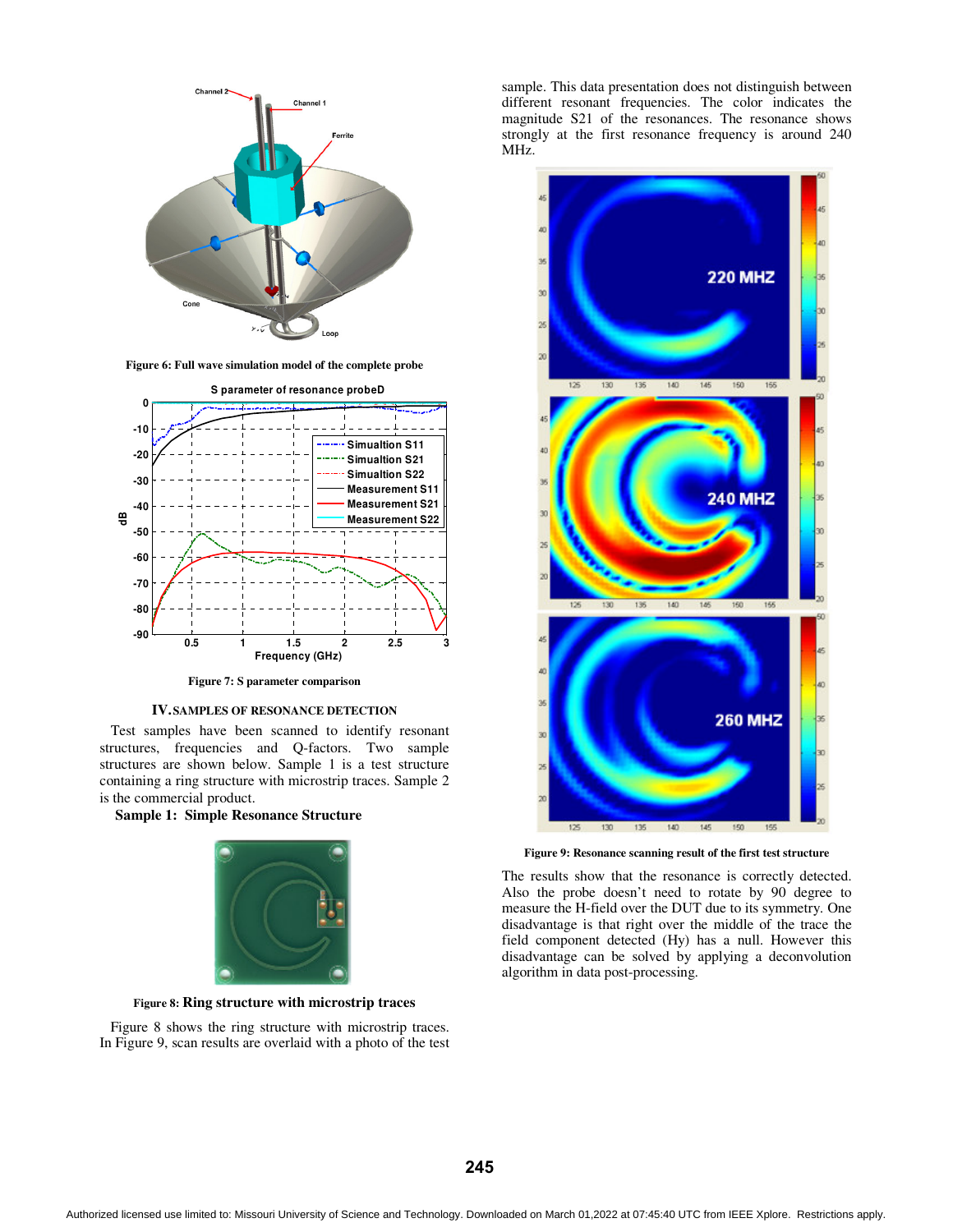Figure 6: Full wave simulation model of the complete probe

Figure 7: S parameter comparison

## IV. SAMPLES OF RESONANCE DETECTION

Test samples have been scanned to identify resonant structures, frequencies and Q-factors. Two sample structures are shown below. Sample 1 is a test structure containing a ring structure with microstrip traces. Sample 2 is the commercial product.

**Sample 1: Simple Resonance Structure**

Figure 8: Ring structure with microstrip traces

Figure 8 shows the ring structure with microstrip traces. In Figure 9, scan results are overlaid with a photo of the test sample. This data presentation does not distinguish between different resonant frequencies. The color indicates the magnitude S21 of the resonances. The resonance shows strongly at the first resonance frequency is around 240 MHz.

Figure 9: Resonance scanning result of the first test structure

The results show that the resonance is correctly detected. Also the probe doesn't need to rotate by 90 degree to measure the H-field over the DUT due to its symmetry. One disadvantage is that right over the middle of the trace the field component detected (Hy) has a null. However this disadvantage can be solved by applying a deconvolution algorithm in data post-processing.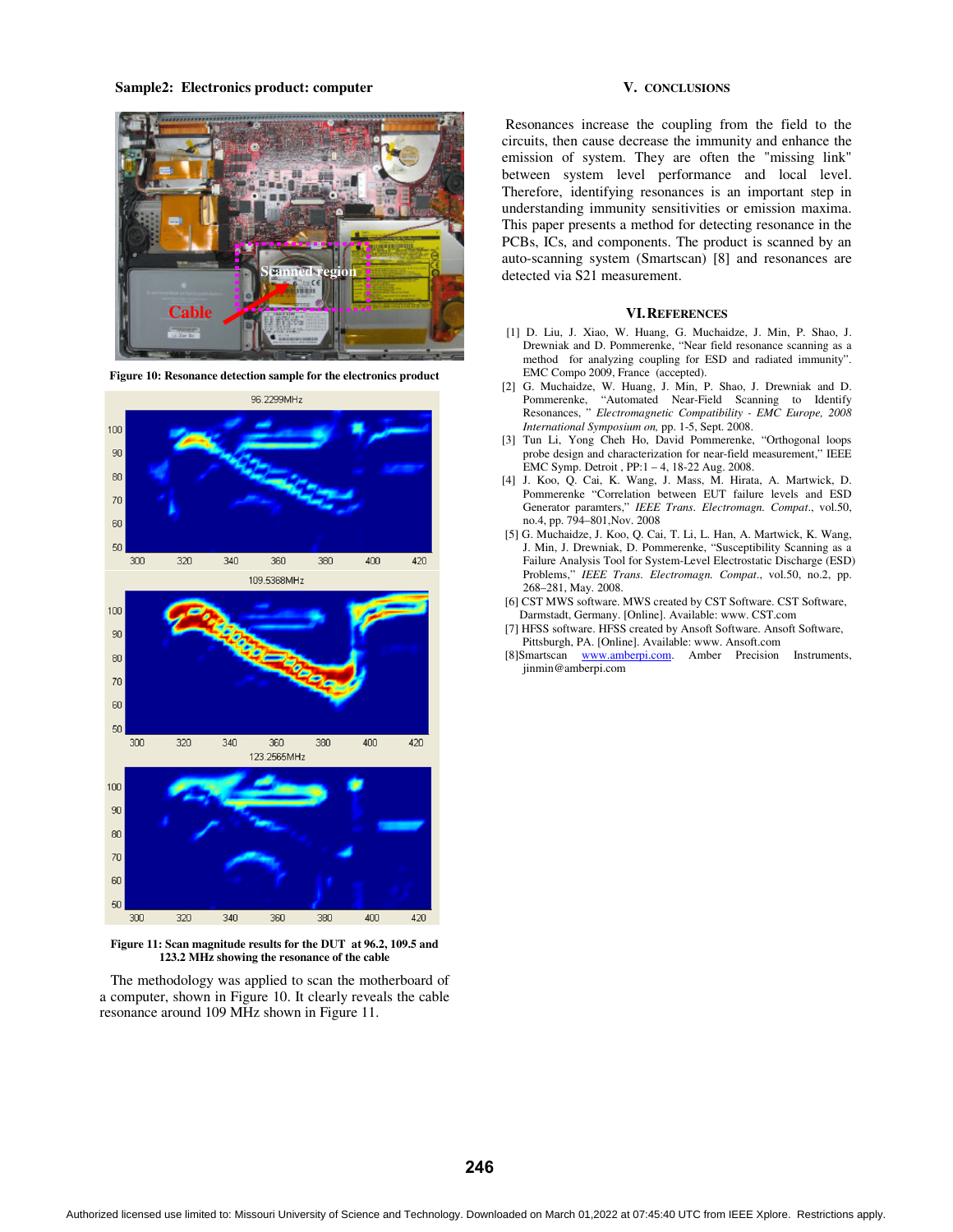**Sample2: Electronics product: computer**

Scanned region

Cable

Figure 10: Resonance detection sample for the electronics product

96.2299MHz

100
90
80
70
60
50
300 320 340 360 380 400 420

109.5368MHz

100
90
80
70
60
50
300 320 340 360 380 400 420

123.2565MHz

100
90
80
70
60
50
300 320 340 360 380 400 420

Figure 11: Scan magnitude results for the DUT at 96.2, 109.5 and 123.2 MHz showing the resonance of the cable

The methodology was applied to scan the motherboard of a computer, shown in Figure 10. It clearly reveals the cable resonance around 109 MHz shown in Figure 11.

## V. CONCLUSIONS

Resonances increase the coupling from the field to the circuits, then cause decrease the immunity and enhance the emission of system. They are often the "missing link" between system level performance and local level. Therefore, identifying resonances is an important step in understanding immunity sensitivities or emission maxima. This paper presents a method for detecting resonance in the PCBs, ICs, and components. The product is scanned by an auto-scanning system (Smartscan) [8] and resonances are detected via S21 measurement.

## VI. REFERENCES

[1] D. Liu, J. Xiao, W. Huang, G. Muchaidze, J. Min, P. Shao, J. Drewniak and D. Pommerenke, "Near field resonance scanning as a method for analyzing coupling for ESD and radiated immunity". EMC Compo 2009, France (accepted).

[2] G. Muchaidze, W. Huang, J. Min, P. Shao, J. Drewniak and D. Pommerenke, "Automated Near-Field Scanning to Identify Resonances, " *Electromagnetic Compatibility - EMC Europe, 2008 International Symposium on,* pp. 1-5, Sept. 2008.

[3] Tun Li, Yong Cheh Ho, David Pommerenke, "Orthogonal loops probe design and characterization for near-field measurement," IEEE EMC Symp. Detroit , PP:1 – 4, 18-22 Aug. 2008.

[4] J. Koo, Q. Cai, K. Wang, J. Mass, M. Hirata, A. Martwick, D. Pommerenke "Correlation between EUT failure levels and ESD Generator paramters," *IEEE Trans. Electromagn. Compat.*, vol.50, no.4, pp. 794–801,Nov. 2008

[5] G. Muchaidze, J. Koo, Q. Cai, T. Li, L. Han, A. Martwick, K. Wang, J. Min, J. Drewniak, D. Pommerenke, "Susceptibility Scanning as a Failure Analysis Tool for System-Level Electrostatic Discharge (ESD) Problems," *IEEE Trans. Electromagn. Compat.*, vol.50, no.2, pp. 268–281, May. 2008.

[6] CST MWS software. MWS created by CST Software. CST Software, Darmstadt, Germany. [Online]. Available: www. CST.com

[7] HFSS software. HFSS created by Ansoft Software. Ansoft Software, Pittsburgh, PA. [Online]. Available: www. Ansoft.com

[8]Smartscan www.amberpi.com. Amber Precision Instruments, jinmin@amberpi.com